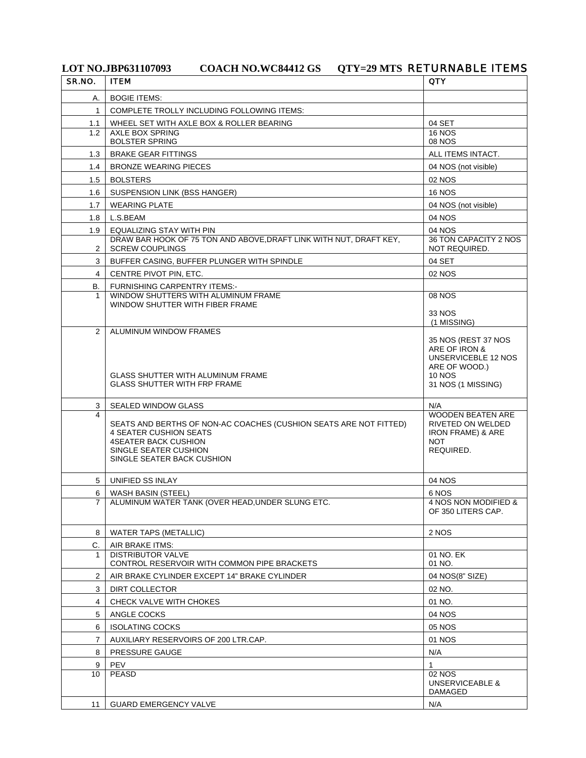**LOT NO.JBP631107093 COACH NO.WC84412 GS QTY=29 MTS RETURNABLE ITEMS**

| SR.NO. | ITEM | QTY |
|---|---|---|
| A. | BOGIE ITEMS: | |
| 1 | COMPLETE TROLLY INCLUDING FOLLOWING ITEMS: | |
| 1.1 | WHEEL SET WITH AXLE BOX & ROLLER BEARING | 04 SET |
| 1.2 | AXLE BOX SPRING<br>BOLSTER SPRING | 16 NOS<br>08 NOS |
| 1.3 | BRAKE GEAR FITTINGS | ALL ITEMS INTACT. |
| 1.4 | BRONZE WEARING PIECES | 04 NOS (not visible) |
| 1.5 | BOLSTERS | 02 NOS |
| 1.6 | SUSPENSION LINK (BSS HANGER) | 16 NOS |
| 1.7 | WEARING PLATE | 04 NOS (not visible) |
| 1.8 | L.S.BEAM | 04 NOS |
| 1.9 | EQUALIZING STAY WITH PIN | 04 NOS |
| 2 | DRAW BAR HOOK OF 75 TON AND ABOVE,DRAFT LINK WITH NUT, DRAFT KEY, SCREW COUPLINGS | 36 TON CAPACITY 2 NOS NOT REQUIRED. |
| 3 | BUFFER CASING, BUFFER PLUNGER WITH SPINDLE | 04 SET |
| 4 | CENTRE PIVOT PIN, ETC. | 02 NOS |
| B. | FURNISHING CARPENTRY ITEMS:- | |
| 1 | WINDOW SHUTTERS WITH ALUMINUM FRAME<br>WINDOW SHUTTER WITH FIBER FRAME | 08 NOS<br>33 NOS (1 MISSING) |
| 2 | ALUMINUM WINDOW FRAMES<br>GLASS SHUTTER WITH ALUMINUM FRAME<br>GLASS SHUTTER WITH FRP FRAME | 35 NOS (REST 37 NOS ARE OF IRON & UNSERVICEBLE 12 NOS ARE OF WOOD.)<br>10 NOS<br>31 NOS (1 MISSING) |
| 3 | SEALED WINDOW GLASS | N/A |
| 4 | SEATS AND BERTHS OF NON-AC COACHES (CUSHION SEATS ARE NOT FITTED)<br>4 SEATER CUSHION SEATS<br>4SEATER BACK CUSHION<br>SINGLE SEATER CUSHION<br>SINGLE SEATER BACK CUSHION | WOODEN BEATEN ARE RIVETED ON WELDED IRON FRAME) & ARE NOT REQUIRED. |
| 5 | UNIFIED SS INLAY | 04 NOS |
| 6 | WASH BASIN (STEEL) | 6 NOS |
| 7 | ALUMINUM WATER TANK (OVER HEAD,UNDER SLUNG ETC. | 4 NOS NON MODIFIED & OF 350 LITERS CAP. |
| 8 | WATER TAPS (METALLIC) | 2 NOS |
| C. | AIR BRAKE ITMS: | |
| 1 | DISTRIBUTOR VALVE<br>CONTROL RESERVOIR WITH COMMON PIPE BRACKETS | 01 NO. EK<br>01 NO. |
| 2 | AIR BRAKE CYLINDER EXCEPT 14" BRAKE CYLINDER | 04 NOS(8" SIZE) |
| 3 | DIRT COLLECTOR | 02 NO. |
| 4 | CHECK VALVE WITH CHOKES | 01 NO. |
| 5 | ANGLE COCKS | 04 NOS |
| 6 | ISOLATING COCKS | 05 NOS |
| 7 | AUXILIARY RESERVOIRS OF 200 LTR.CAP. | 01 NOS |
| 8 | PRESSURE GAUGE | N/A |
| 9 | PEV | 1 |
| 10 | PEASD | 02 NOS UNSERVICEABLE & DAMAGED |
| 11 | GUARD EMERGENCY VALVE | N/A |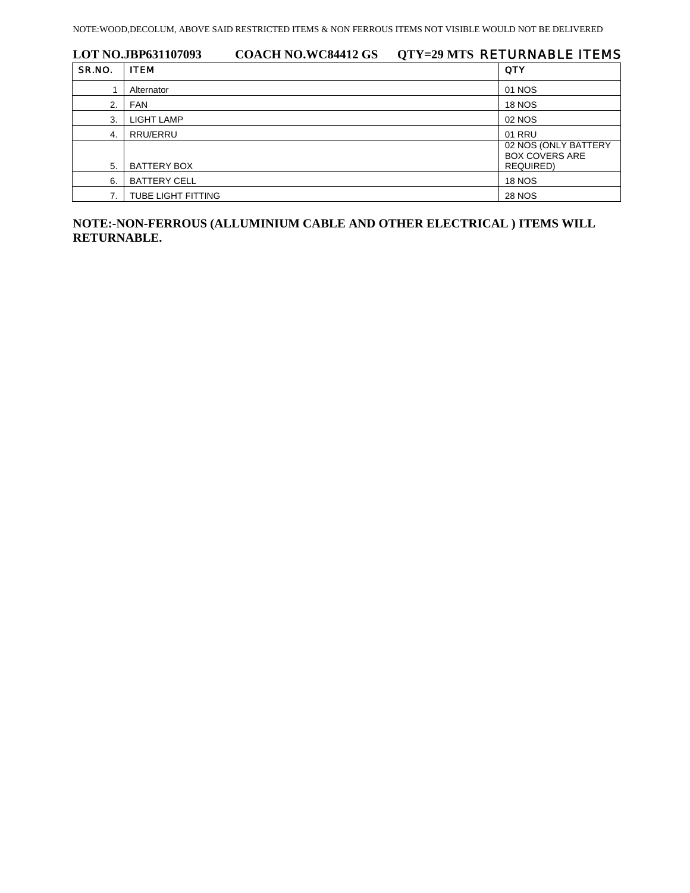NOTE:WOOD,DECOLUM, ABOVE SAID RESTRICTED ITEMS & NON FERROUS ITEMS NOT VISIBLE WOULD NOT BE DELIVERED

**LOT NO.JBP631107093 COACH NO.WC84412 GS QTY=29 MTS** RETURNABLE ITEMS

| SR.NO. | ITEM | QTY |
|---|---|---|
| 1 | Alternator | 01 NOS |
| 2. | FAN | 18 NOS |
| 3. | LIGHT LAMP | 02 NOS |
| 4. | RRU/ERRU | 01 RRU |
| 5. | BATTERY BOX | 02 NOS (ONLY BATTERY BOX COVERS ARE REQUIRED) |
| 6. | BATTERY CELL | 18 NOS |
| 7. | TUBE LIGHT FITTING | 28 NOS |

**NOTE:-NON-FERROUS (ALLUMINIUM CABLE AND OTHER ELECTRICAL ) ITEMS WILL RETURNABLE.**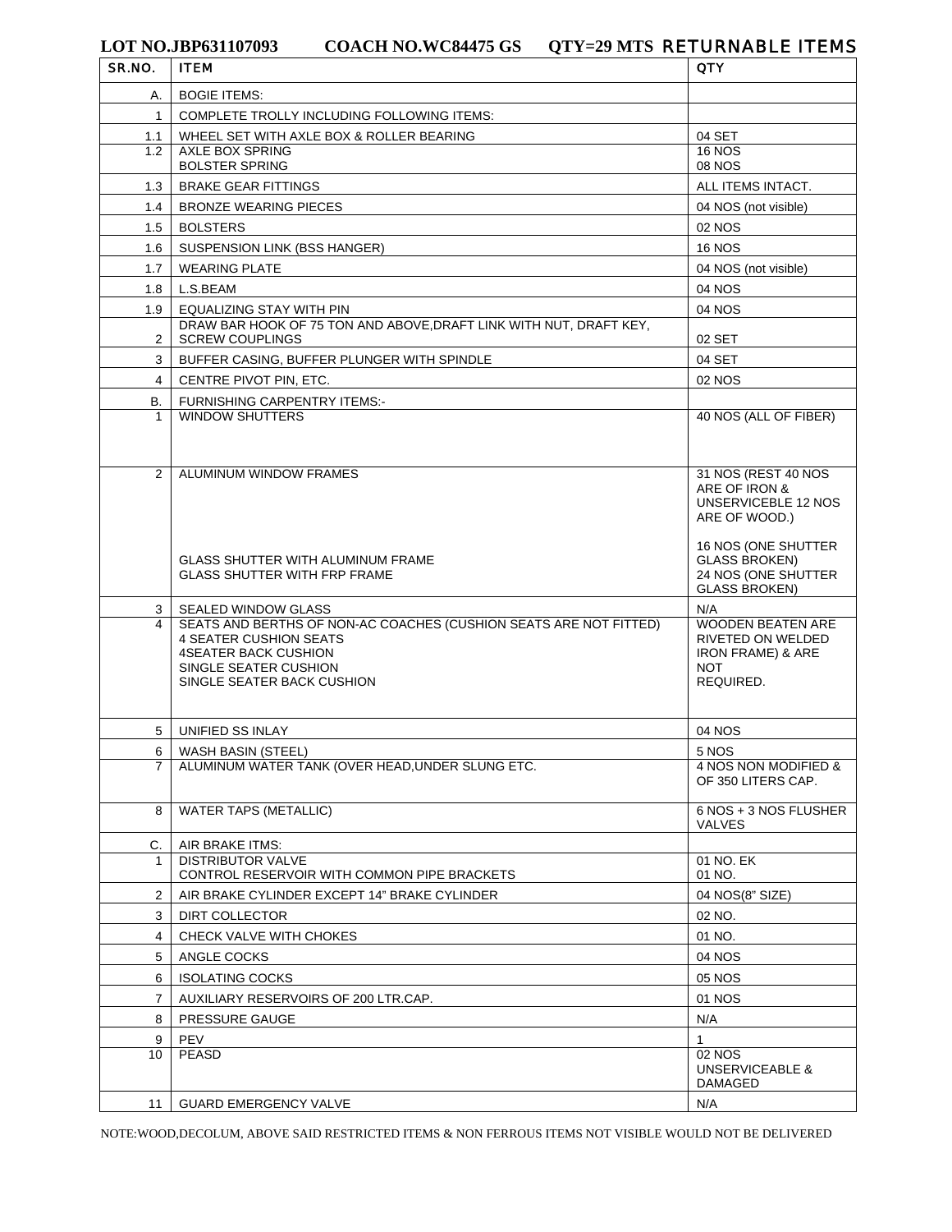**LOT NO.JBP631107093 COACH NO.WC84475 GS QTY=29 MTS RETURNABLE ITEMS**

| SR.NO. | ITEM | QTY |
|---|---|---|
| A. | BOGIE ITEMS: | |
| 1 | COMPLETE TROLLY INCLUDING FOLLOWING ITEMS: | |
| 1.1 | WHEEL SET WITH AXLE BOX & ROLLER BEARING | 04 SET |
| 1.2 | AXLE BOX SPRING<br>BOLSTER SPRING | 16 NOS<br>08 NOS |
| 1.3 | BRAKE GEAR FITTINGS | ALL ITEMS INTACT. |
| 1.4 | BRONZE WEARING PIECES | 04 NOS (not visible) |
| 1.5 | BOLSTERS | 02 NOS |
| 1.6 | SUSPENSION LINK (BSS HANGER) | 16 NOS |
| 1.7 | WEARING PLATE | 04 NOS (not visible) |
| 1.8 | L.S.BEAM | 04 NOS |
| 1.9 | EQUALIZING STAY WITH PIN | 04 NOS |
| 2 | DRAW BAR HOOK OF 75 TON AND ABOVE,DRAFT LINK WITH NUT, DRAFT KEY, SCREW COUPLINGS | 02 SET |
| 3 | BUFFER CASING, BUFFER PLUNGER WITH SPINDLE | 04 SET |
| 4 | CENTRE PIVOT PIN, ETC. | 02 NOS |
| B. | FURNISHING CARPENTRY ITEMS:- | |
| 1 | WINDOW SHUTTERS | 40 NOS (ALL OF FIBER) |
| 2 | ALUMINUM WINDOW FRAMES<br><br>GLASS SHUTTER WITH ALUMINUM FRAME<br>GLASS SHUTTER WITH FRP FRAME | 31 NOS (REST 40 NOS ARE OF IRON & UNSERVICEBLE 12 NOS ARE OF WOOD.)<br><br>16 NOS (ONE SHUTTER GLASS BROKEN)<br>24 NOS (ONE SHUTTER GLASS BROKEN) |
| 3 | SEALED WINDOW GLASS | N/A |
| 4 | SEATS AND BERTHS OF NON-AC COACHES (CUSHION SEATS ARE NOT FITTED)<br>4 SEATER CUSHION SEATS<br>4SEATER BACK CUSHION<br>SINGLE SEATER CUSHION<br>SINGLE SEATER BACK CUSHION | WOODEN BEATEN ARE RIVETED ON WELDED IRON FRAME) & ARE NOT REQUIRED. |
| 5 | UNIFIED SS INLAY | 04 NOS |
| 6 | WASH BASIN (STEEL) | 5 NOS |
| 7 | ALUMINUM WATER TANK (OVER HEAD,UNDER SLUNG ETC. | 4 NOS NON MODIFIED & OF 350 LITERS CAP. |
| 8 | WATER TAPS (METALLIC) | 6 NOS + 3 NOS FLUSHER VALVES |
| C. | AIR BRAKE ITMS: | |
| 1 | DISTRIBUTOR VALVE<br>CONTROL RESERVOIR WITH COMMON PIPE BRACKETS | 01 NO. EK<br>01 NO. |
| 2 | AIR BRAKE CYLINDER EXCEPT 14" BRAKE CYLINDER | 04 NOS(8" SIZE) |
| 3 | DIRT COLLECTOR | 02 NO. |
| 4 | CHECK VALVE WITH CHOKES | 01 NO. |
| 5 | ANGLE COCKS | 04 NOS |
| 6 | ISOLATING COCKS | 05 NOS |
| 7 | AUXILIARY RESERVOIRS OF 200 LTR.CAP. | 01 NOS |
| 8 | PRESSURE GAUGE | N/A |
| 9 | PEV | 1 |
| 10 | PEASD | 02 NOS UNSERVICEABLE & DAMAGED |
| 11 | GUARD EMERGENCY VALVE | N/A |

NOTE:WOOD,DECOLUM, ABOVE SAID RESTRICTED ITEMS & NON FERROUS ITEMS NOT VISIBLE WOULD NOT BE DELIVERED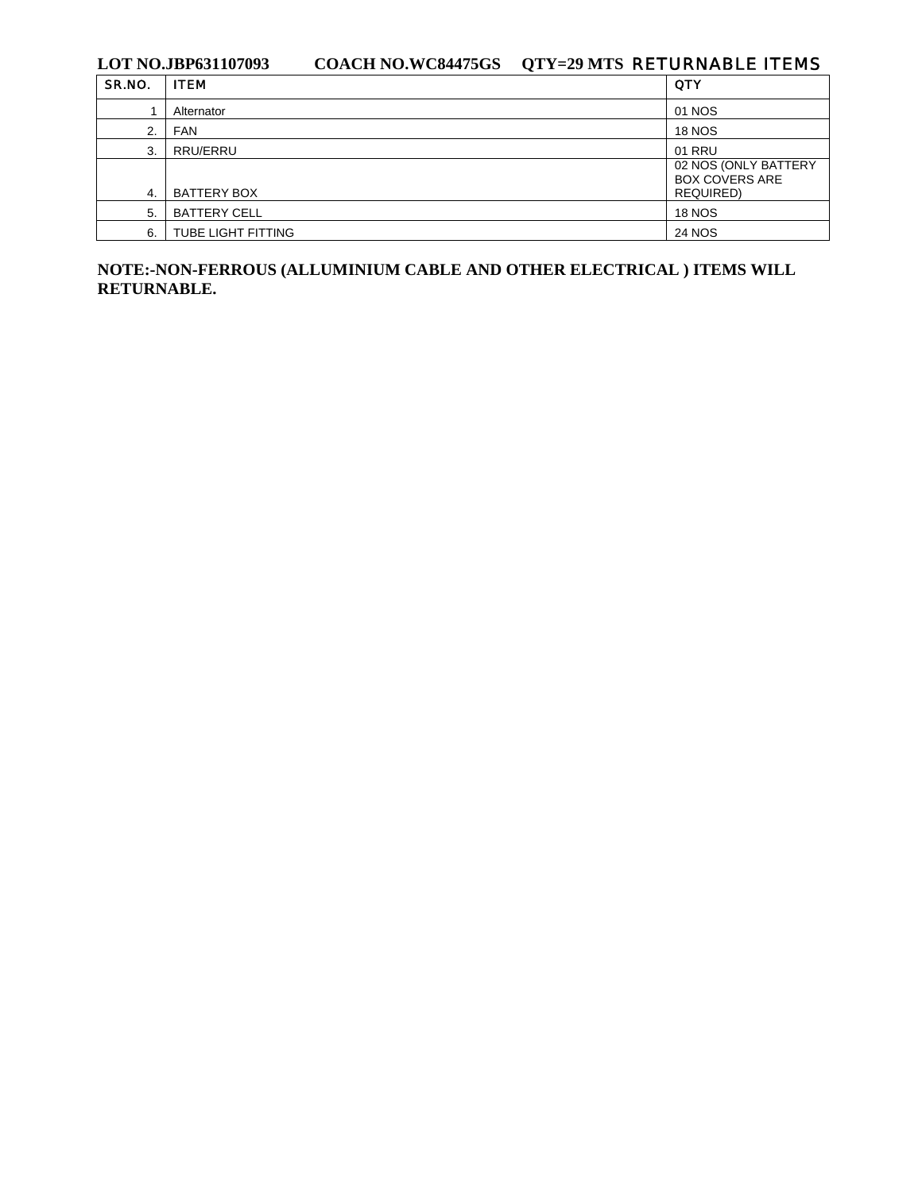**LOT NO.JBP631107093 COACH NO.WC84475GS QTY=29 MTS RETURNABLE ITEMS**

| SR.NO. | ITEM | QTY |
|---|---|---|
| 1 | Alternator | 01 NOS |
| 2. | FAN | 18 NOS |
| 3. | RRU/ERRU | 01 RRU |
| 4. | BATTERY BOX | 02 NOS (ONLY BATTERY BOX COVERS ARE REQUIRED) |
| 5. | BATTERY CELL | 18 NOS |
| 6. | TUBE LIGHT FITTING | 24 NOS |

**NOTE:-NON-FERROUS (ALLUMINIUM CABLE AND OTHER ELECTRICAL ) ITEMS WILL RETURNABLE.**